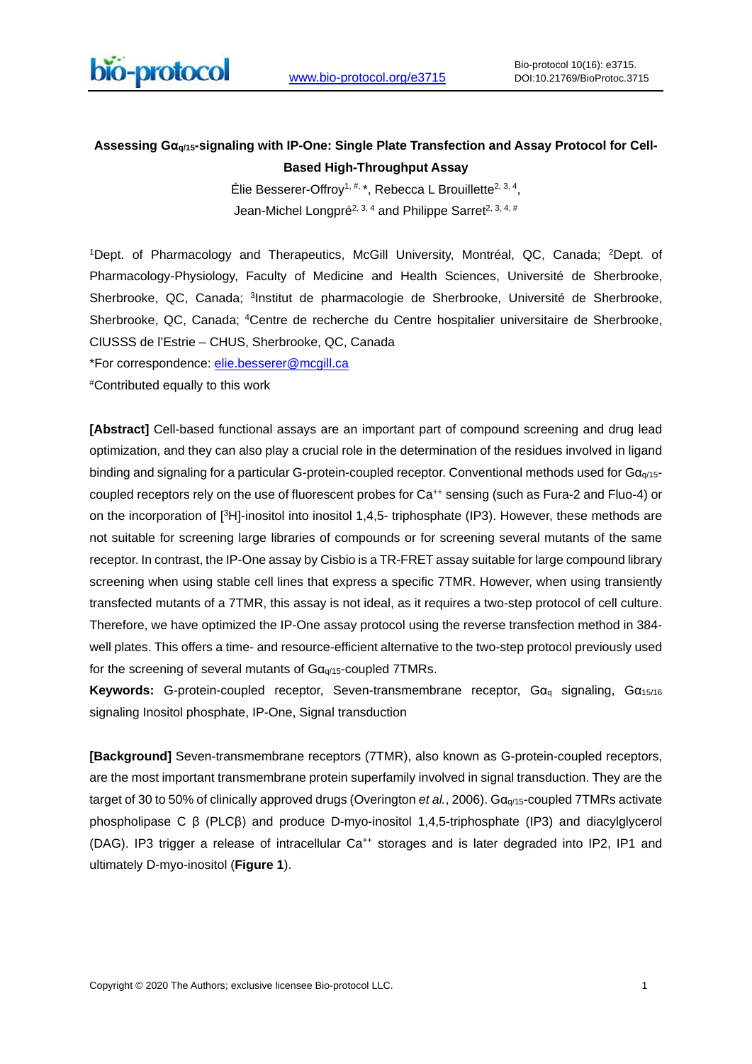# Assessing $G\alpha_{q/15}$-signaling with IP-One: Single Plate Transfection and Assay Protocol for Cell-Based High-Throughput Assay

Élie Besserer-Offroy[1, #, *], Rebecca L Brouillette[2, 3, 4], Jean-Michel Longpré[2, 3, 4] and Philippe Sarret[2, 3, 4, #]

[1]Dept. of Pharmacology and Therapeutics, McGill University, Montréal, QC, Canada; [2]Dept. of Pharmacology-Physiology, Faculty of Medicine and Health Sciences, Université de Sherbrooke, Sherbrooke, QC, Canada; [3]Institut de pharmacologie de Sherbrooke, Université de Sherbrooke, Sherbrooke, QC, Canada; [4]Centre de recherche du Centre hospitalier universitaire de Sherbrooke, CIUSSS de l'Estrie – CHUS, Sherbrooke, QC, Canada

*For correspondence: elie.besserer@mcgill.ca

#Contributed equally to this work

**[Abstract]** Cell-based functional assays are an important part of compound screening and drug lead optimization, and they can also play a crucial role in the determination of the residues involved in ligand binding and signaling for a particular G-protein-coupled receptor. Conventional methods used for $G\alpha_{q/15}$-coupled receptors rely on the use of fluorescent probes for $Ca^{++}$ sensing (such as Fura-2 and Fluo-4) or on the incorporation of [$^3$H]-inositol into inositol 1,4,5- triphosphate (IP3). However, these methods are not suitable for screening large libraries of compounds or for screening several mutants of the same receptor. In contrast, the IP-One assay by Cisbio is a TR-FRET assay suitable for large compound library screening when using stable cell lines that express a specific 7TMR. However, when using transiently transfected mutants of a 7TMR, this assay is not ideal, as it requires a two-step protocol of cell culture. Therefore, we have optimized the IP-One assay protocol using the reverse transfection method in 384-well plates. This offers a time- and resource-efficient alternative to the two-step protocol previously used for the screening of several mutants of $G\alpha_{q/15}$-coupled 7TMRs.

**Keywords:** G-protein-coupled receptor, Seven-transmembrane receptor, $G\alpha_q$ signaling, $G\alpha_{15/16}$ signaling Inositol phosphate, IP-One, Signal transduction

**[Background]** Seven-transmembrane receptors (7TMR), also known as G-protein-coupled receptors, are the most important transmembrane protein superfamily involved in signal transduction. They are the target of 30 to 50% of clinically approved drugs (Overington *et al.*, 2006). $G\alpha_{q/15}$-coupled 7TMRs activate phospholipase C β (PLCβ) and produce D-myo-inositol 1,4,5-triphosphate (IP3) and diacylglycerol (DAG). IP3 trigger a release of intracellular $Ca^{++}$ storages and is later degraded into IP2, IP1 and ultimately D-myo-inositol (**Figure 1**).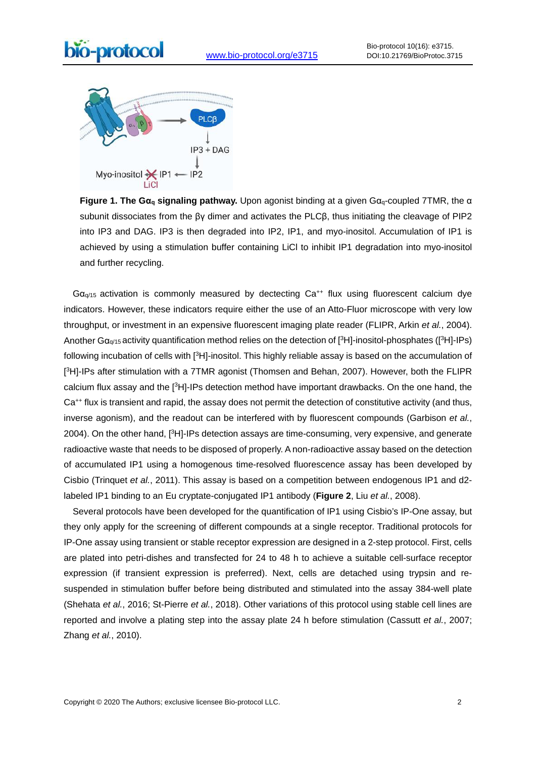**Figure 1. The G$\alpha_q$ signaling pathway.** Upon agonist binding at a given G$\alpha_q$-coupled 7TMR, the α subunit dissociates from the βγ dimer and activates the PLCβ, thus initiating the cleavage of PIP2 into IP3 and DAG. IP3 is then degraded into IP2, IP1, and myo-inositol. Accumulation of IP1 is achieved by using a stimulation buffer containing LiCl to inhibit IP1 degradation into myo-inositol and further recycling.

G$\alpha_{q/15}$ activation is commonly measured by dectecting $Ca^{++}$ flux using fluorescent calcium dye indicators. However, these indicators require either the use of an Atto-Fluor microscope with very low throughput, or investment in an expensive fluorescent imaging plate reader (FLIPR, Arkin *et al.*, 2004). Another G$\alpha_{q/15}$ activity quantification method relies on the detection of [$^3$H]-inositol-phosphates ([$^3$H]-IPs) following incubation of cells with [$^3$H]-inositol. This highly reliable assay is based on the accumulation of [$^3$H]-IPs after stimulation with a 7TMR agonist (Thomsen and Behan, 2007). However, both the FLIPR calcium flux assay and the [$^3$H]-IPs detection method have important drawbacks. On the one hand, the $Ca^{++}$ flux is transient and rapid, the assay does not permit the detection of constitutive activity (and thus, inverse agonism), and the readout can be interfered with by fluorescent compounds (Garbison *et al.*, 2004). On the other hand, [$^3$H]-IPs detection assays are time-consuming, very expensive, and generate radioactive waste that needs to be disposed of properly. A non-radioactive assay based on the detection of accumulated IP1 using a homogenous time-resolved fluorescence assay has been developed by Cisbio (Trinquet *et al.*, 2011). This assay is based on a competition between endogenous IP1 and d2-labeled IP1 binding to an Eu cryptate-conjugated IP1 antibody (**Figure 2**, Liu *et al.*, 2008).

Several protocols have been developed for the quantification of IP1 using Cisbio's IP-One assay, but they only apply for the screening of different compounds at a single receptor. Traditional protocols for IP-One assay using transient or stable receptor expression are designed in a 2-step protocol. First, cells are plated into petri-dishes and transfected for 24 to 48 h to achieve a suitable cell-surface receptor expression (if transient expression is preferred). Next, cells are detached using trypsin and re-suspended in stimulation buffer before being distributed and stimulated into the assay 384-well plate (Shehata *et al.*, 2016; St-Pierre *et al.*, 2018). Other variations of this protocol using stable cell lines are reported and involve a plating step into the assay plate 24 h before stimulation (Cassutt *et al.*, 2007; Zhang *et al.*, 2010).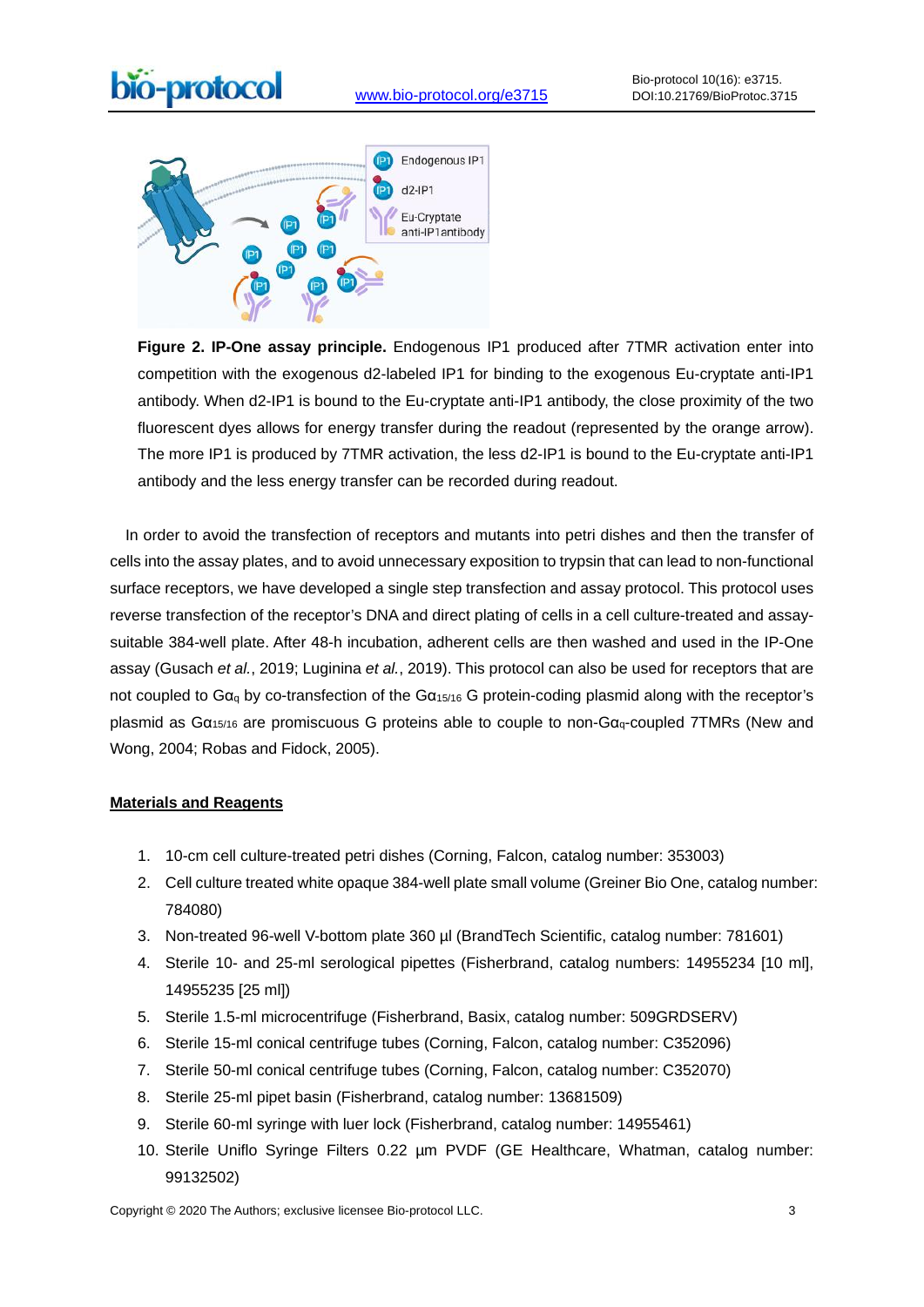**Figure 2. IP-One assay principle.** Endogenous IP1 produced after 7TMR activation enter into competition with the exogenous d2-labeled IP1 for binding to the exogenous Eu-cryptate anti-IP1 antibody. When d2-IP1 is bound to the Eu-cryptate anti-IP1 antibody, the close proximity of the two fluorescent dyes allows for energy transfer during the readout (represented by the orange arrow). The more IP1 is produced by 7TMR activation, the less d2-IP1 is bound to the Eu-cryptate anti-IP1 antibody and the less energy transfer can be recorded during readout.

In order to avoid the transfection of receptors and mutants into petri dishes and then the transfer of cells into the assay plates, and to avoid unnecessary exposition to trypsin that can lead to non-functional surface receptors, we have developed a single step transfection and assay protocol. This protocol uses reverse transfection of the receptor's DNA and direct plating of cells in a cell culture-treated and assay-suitable 384-well plate. After 48-h incubation, adherent cells are then washed and used in the IP-One assay (Gusach *et al.*, 2019; Luginina *et al.*, 2019). This protocol can also be used for receptors that are not coupled to $G\alpha_q$ by co-transfection of the $G\alpha_{15/16}$ G protein-coding plasmid along with the receptor's plasmid as $G\alpha_{15/16}$ are promiscuous G proteins able to couple to non-$G\alpha_q$-coupled 7TMRs (New and Wong, 2004; Robas and Fidock, 2005).

## Materials and Reagents

1. 10-cm cell culture-treated petri dishes (Corning, Falcon, catalog number: 353003)
2. Cell culture treated white opaque 384-well plate small volume (Greiner Bio One, catalog number: 784080)
3. Non-treated 96-well V-bottom plate 360 µl (BrandTech Scientific, catalog number: 781601)
4. Sterile 10- and 25-ml serological pipettes (Fisherbrand, catalog numbers: 14955234 [10 ml], 14955235 [25 ml])
5. Sterile 1.5-ml microcentrifuge (Fisherbrand, Basix, catalog number: 509GRDSERV)
6. Sterile 15-ml conical centrifuge tubes (Corning, Falcon, catalog number: C352096)
7. Sterile 50-ml conical centrifuge tubes (Corning, Falcon, catalog number: C352070)
8. Sterile 25-ml pipet basin (Fisherbrand, catalog number: 13681509)
9. Sterile 60-ml syringe with luer lock (Fisherbrand, catalog number: 14955461)
10. Sterile Uniflo Syringe Filters 0.22 µm PVDF (GE Healthcare, Whatman, catalog number: 99132502)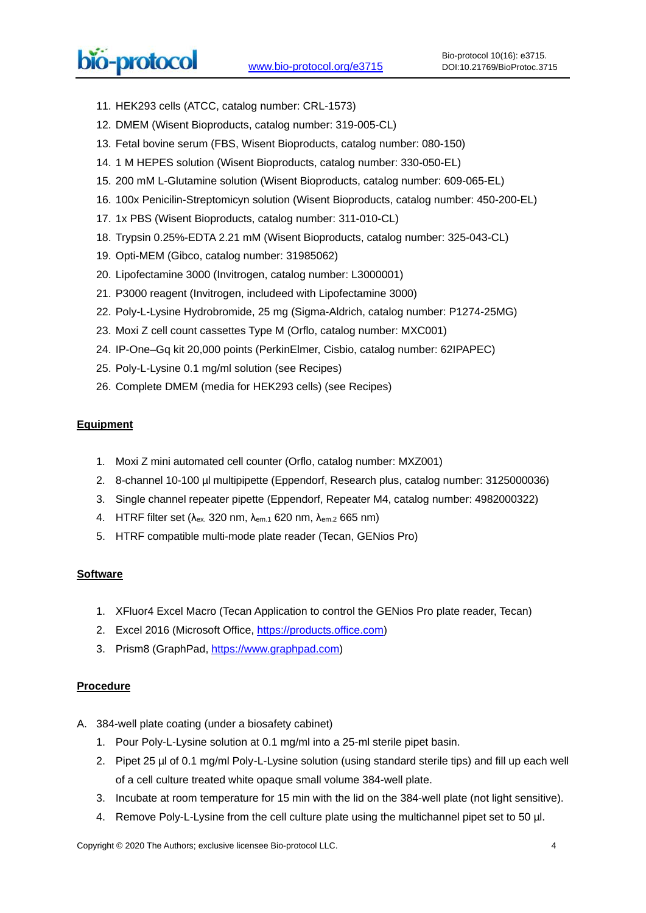11. HEK293 cells (ATCC, catalog number: CRL-1573)
12. DMEM (Wisent Bioproducts, catalog number: 319-005-CL)
13. Fetal bovine serum (FBS, Wisent Bioproducts, catalog number: 080-150)
14. 1 M HEPES solution (Wisent Bioproducts, catalog number: 330-050-EL)
15. 200 mM L-Glutamine solution (Wisent Bioproducts, catalog number: 609-065-EL)
16. 100x Penicilin-Streptomicyn solution (Wisent Bioproducts, catalog number: 450-200-EL)
17. 1x PBS (Wisent Bioproducts, catalog number: 311-010-CL)
18. Trypsin 0.25%-EDTA 2.21 mM (Wisent Bioproducts, catalog number: 325-043-CL)
19. Opti-MEM (Gibco, catalog number: 31985062)
20. Lipofectamine 3000 (Invitrogen, catalog number: L3000001)
21. P3000 reagent (Invitrogen, includeed with Lipofectamine 3000)
22. Poly-L-Lysine Hydrobromide, 25 mg (Sigma-Aldrich, catalog number: P1274-25MG)
23. Moxi Z cell count cassettes Type M (Orflo, catalog number: MXC001)
24. IP-One–Gq kit 20,000 points (PerkinElmer, Cisbio, catalog number: 62IPAPEC)
25. Poly-L-Lysine 0.1 mg/ml solution (see Recipes)
26. Complete DMEM (media for HEK293 cells) (see Recipes)

## Equipment

1. Moxi Z mini automated cell counter (Orflo, catalog number: MXZ001)
2. 8-channel 10-100 µl multipipette (Eppendorf, Research plus, catalog number: 3125000036)
3. Single channel repeater pipette (Eppendorf, Repeater M4, catalog number: 4982000322)
4. HTRF filter set ($\lambda_{ex.}$ 320 nm, $\lambda_{em.1}$ 620 nm, $\lambda_{em.2}$ 665 nm)
5. HTRF compatible multi-mode plate reader (Tecan, GENios Pro)

## Software

1. XFluor4 Excel Macro (Tecan Application to control the GENios Pro plate reader, Tecan)
2. Excel 2016 (Microsoft Office, https://products.office.com)
3. Prism8 (GraphPad, https://www.graphpad.com)

## Procedure

A. 384-well plate coating (under a biosafety cabinet)
   1. Pour Poly-L-Lysine solution at 0.1 mg/ml into a 25-ml sterile pipet basin.
   2. Pipet 25 µl of 0.1 mg/ml Poly-L-Lysine solution (using standard sterile tips) and fill up each well of a cell culture treated white opaque small volume 384-well plate.
   3. Incubate at room temperature for 15 min with the lid on the 384-well plate (not light sensitive).
   4. Remove Poly-L-Lysine from the cell culture plate using the multichannel pipet set to 50 µl.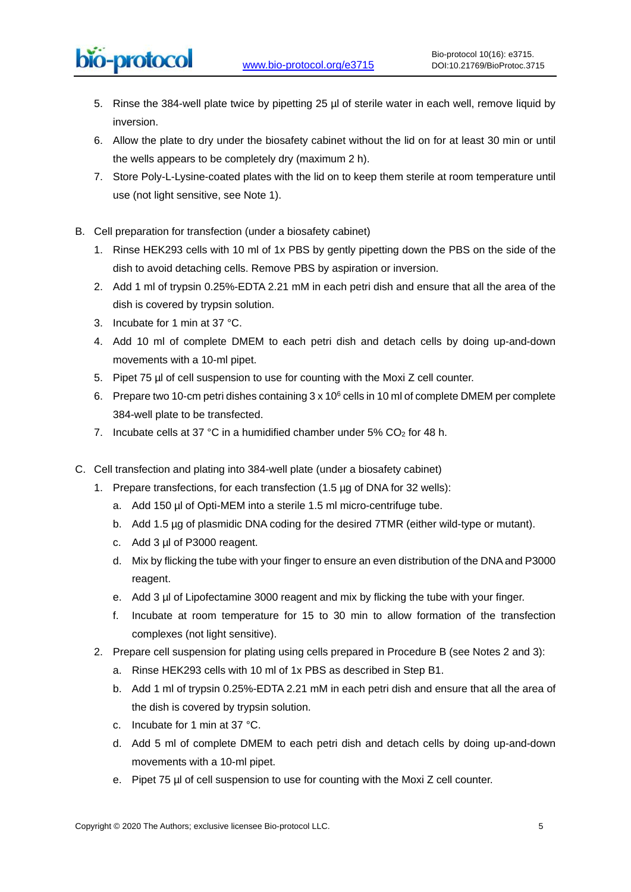5. Rinse the 384-well plate twice by pipetting 25 µl of sterile water in each well, remove liquid by inversion.
6. Allow the plate to dry under the biosafety cabinet without the lid on for at least 30 min or until the wells appears to be completely dry (maximum 2 h).
7. Store Poly-L-Lysine-coated plates with the lid on to keep them sterile at room temperature until use (not light sensitive, see Note 1).

B. Cell preparation for transfection (under a biosafety cabinet)
   1. Rinse HEK293 cells with 10 ml of 1x PBS by gently pipetting down the PBS on the side of the dish to avoid detaching cells. Remove PBS by aspiration or inversion.
   2. Add 1 ml of trypsin 0.25%-EDTA 2.21 mM in each petri dish and ensure that all the area of the dish is covered by trypsin solution.
   3. Incubate for 1 min at 37 °C.
   4. Add 10 ml of complete DMEM to each petri dish and detach cells by doing up-and-down movements with a 10-ml pipet.
   5. Pipet 75 µl of cell suspension to use for counting with the Moxi Z cell counter.
   6. Prepare two 10-cm petri dishes containing 3 x $10^6$ cells in 10 ml of complete DMEM per complete 384-well plate to be transfected.
   7. Incubate cells at 37 °C in a humidified chamber under 5% $CO_2$ for 48 h.

C. Cell transfection and plating into 384-well plate (under a biosafety cabinet)
   1. Prepare transfections, for each transfection (1.5 µg of DNA for 32 wells):
      a. Add 150 µl of Opti-MEM into a sterile 1.5 ml micro-centrifuge tube.
      b. Add 1.5 µg of plasmidic DNA coding for the desired 7TMR (either wild-type or mutant).
      c. Add 3 µl of P3000 reagent.
      d. Mix by flicking the tube with your finger to ensure an even distribution of the DNA and P3000 reagent.
      e. Add 3 µl of Lipofectamine 3000 reagent and mix by flicking the tube with your finger.
      f. Incubate at room temperature for 15 to 30 min to allow formation of the transfection complexes (not light sensitive).
   2. Prepare cell suspension for plating using cells prepared in Procedure B (see Notes 2 and 3):
      a. Rinse HEK293 cells with 10 ml of 1x PBS as described in Step B1.
      b. Add 1 ml of trypsin 0.25%-EDTA 2.21 mM in each petri dish and ensure that all the area of the dish is covered by trypsin solution.
      c. Incubate for 1 min at 37 °C.
      d. Add 5 ml of complete DMEM to each petri dish and detach cells by doing up-and-down movements with a 10-ml pipet.
      e. Pipet 75 µl of cell suspension to use for counting with the Moxi Z cell counter.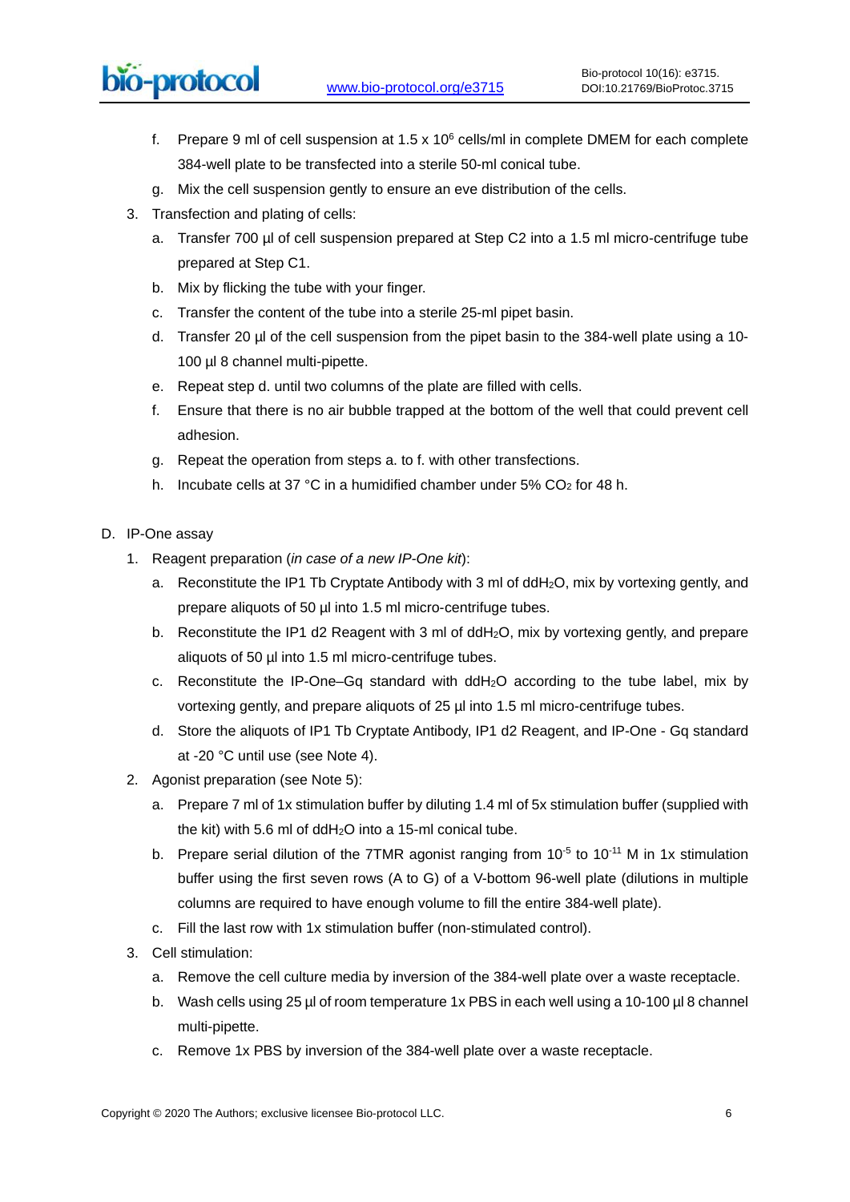f. Prepare 9 ml of cell suspension at 1.5 x $10^6$ cells/ml in complete DMEM for each complete 384-well plate to be transfected into a sterile 50-ml conical tube.
g. Mix the cell suspension gently to ensure an eve distribution of the cells.

3. Transfection and plating of cells:
   a. Transfer 700 µl of cell suspension prepared at Step C2 into a 1.5 ml micro-centrifuge tube prepared at Step C1.
   b. Mix by flicking the tube with your finger.
   c. Transfer the content of the tube into a sterile 25-ml pipet basin.
   d. Transfer 20 µl of the cell suspension from the pipet basin to the 384-well plate using a 10-100 µl 8 channel multi-pipette.
   e. Repeat step d. until two columns of the plate are filled with cells.
   f. Ensure that there is no air bubble trapped at the bottom of the well that could prevent cell adhesion.
   g. Repeat the operation from steps a. to f. with other transfections.
   h. Incubate cells at 37 °C in a humidified chamber under 5% $CO_2$ for 48 h.

D. IP-One assay

1. Reagent preparation (*in case of a new IP-One kit*):
   a. Reconstitute the IP1 Tb Cryptate Antibody with 3 ml of $ddH_2O$, mix by vortexing gently, and prepare aliquots of 50 µl into 1.5 ml micro-centrifuge tubes.
   b. Reconstitute the IP1 d2 Reagent with 3 ml of $ddH_2O$, mix by vortexing gently, and prepare aliquots of 50 µl into 1.5 ml micro-centrifuge tubes.
   c. Reconstitute the IP-One–Gq standard with $ddH_2O$ according to the tube label, mix by vortexing gently, and prepare aliquots of 25 µl into 1.5 ml micro-centrifuge tubes.
   d. Store the aliquots of IP1 Tb Cryptate Antibody, IP1 d2 Reagent, and IP-One - Gq standard at -20 °C until use (see Note 4).
2. Agonist preparation (see Note 5):
   a. Prepare 7 ml of 1x stimulation buffer by diluting 1.4 ml of 5x stimulation buffer (supplied with the kit) with 5.6 ml of $ddH_2O$ into a 15-ml conical tube.
   b. Prepare serial dilution of the 7TMR agonist ranging from $10^{-5}$ to $10^{-11}$ M in 1x stimulation buffer using the first seven rows (A to G) of a V-bottom 96-well plate (dilutions in multiple columns are required to have enough volume to fill the entire 384-well plate).
   c. Fill the last row with 1x stimulation buffer (non-stimulated control).
3. Cell stimulation:
   a. Remove the cell culture media by inversion of the 384-well plate over a waste receptacle.
   b. Wash cells using 25 µl of room temperature 1x PBS in each well using a 10-100 µl 8 channel multi-pipette.
   c. Remove 1x PBS by inversion of the 384-well plate over a waste receptacle.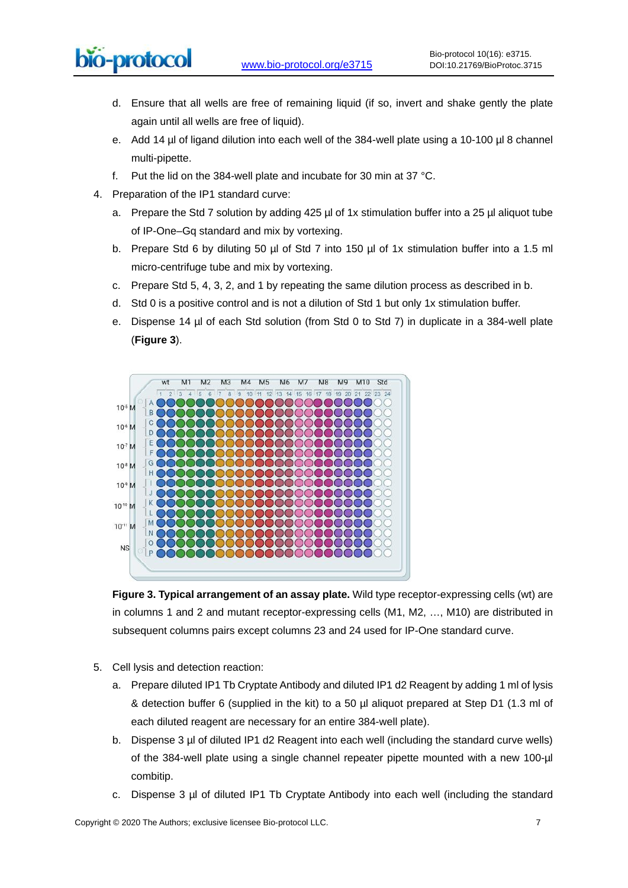d. Ensure that all wells are free of remaining liquid (if so, invert and shake gently the plate again until all wells are free of liquid).

e. Add 14 µl of ligand dilution into each well of the 384-well plate using a 10-100 µl 8 channel multi-pipette.

f. Put the lid on the 384-well plate and incubate for 30 min at 37 °C.

4. Preparation of the IP1 standard curve:

a. Prepare the Std 7 solution by adding 425 µl of 1x stimulation buffer into a 25 µl aliquot tube of IP-One–Gq standard and mix by vortexing.

b. Prepare Std 6 by diluting 50 µl of Std 7 into 150 µl of 1x stimulation buffer into a 1.5 ml micro-centrifuge tube and mix by vortexing.

c. Prepare Std 5, 4, 3, 2, and 1 by repeating the same dilution process as described in b.

d. Std 0 is a positive control and is not a dilution of Std 1 but only 1x stimulation buffer.

e. Dispense 14 µl of each Std solution (from Std 0 to Std 7) in duplicate in a 384-well plate (**Figure 3**).

**Figure 3. Typical arrangement of an assay plate.** Wild type receptor-expressing cells (wt) are in columns 1 and 2 and mutant receptor-expressing cells (M1, M2, …, M10) are distributed in subsequent columns pairs except columns 23 and 24 used for IP-One standard curve.

5. Cell lysis and detection reaction:

a. Prepare diluted IP1 Tb Cryptate Antibody and diluted IP1 d2 Reagent by adding 1 ml of lysis & detection buffer 6 (supplied in the kit) to a 50 µl aliquot prepared at Step D1 (1.3 ml of each diluted reagent are necessary for an entire 384-well plate).

b. Dispense 3 µl of diluted IP1 d2 Reagent into each well (including the standard curve wells) of the 384-well plate using a single channel repeater pipette mounted with a new 100-µl combitip.

c. Dispense 3 µl of diluted IP1 Tb Cryptate Antibody into each well (including the standard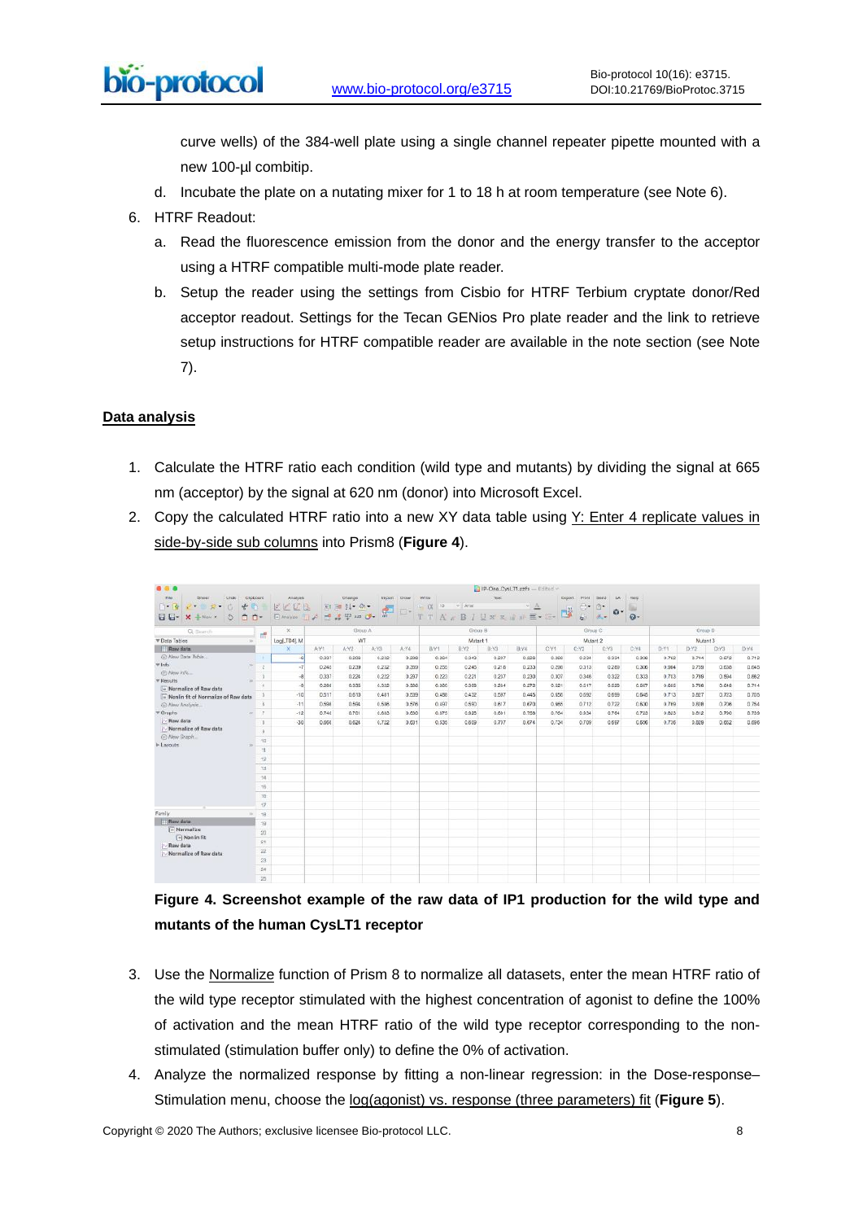curve wells) of the 384-well plate using a single channel repeater pipette mounted with a new 100-µl combitip.

d. Incubate the plate on a nutating mixer for 1 to 18 h at room temperature (see Note 6).

6. HTRF Readout:

a. Read the fluorescence emission from the donor and the energy transfer to the acceptor using a HTRF compatible multi-mode plate reader.

b. Setup the reader using the settings from Cisbio for HTRF Terbium cryptate donor/Red acceptor readout. Settings for the Tecan GENios Pro plate reader and the link to retrieve setup instructions for HTRF compatible reader are available in the note section (see Note 7).

## Data analysis

1. Calculate the HTRF ratio each condition (wild type and mutants) by dividing the signal at 665 nm (acceptor) by the signal at 620 nm (donor) into Microsoft Excel.
2. Copy the calculated HTRF ratio into a new XY data table using Y: Enter 4 replicate values in side-by-side sub columns into Prism8 (**Figure 4**).

**Figure 4. Screenshot example of the raw data of IP1 production for the wild type and mutants of the human CysLT1 receptor**

3. Use the Normalize function of Prism 8 to normalize all datasets, enter the mean HTRF ratio of the wild type receptor stimulated with the highest concentration of agonist to define the 100% of activation and the mean HTRF ratio of the wild type receptor corresponding to the non-stimulated (stimulation buffer only) to define the 0% of activation.
4. Analyze the normalized response by fitting a non-linear regression: in the Dose-response–Stimulation menu, choose the log(agonist) vs. response (three parameters) fit (**Figure 5**).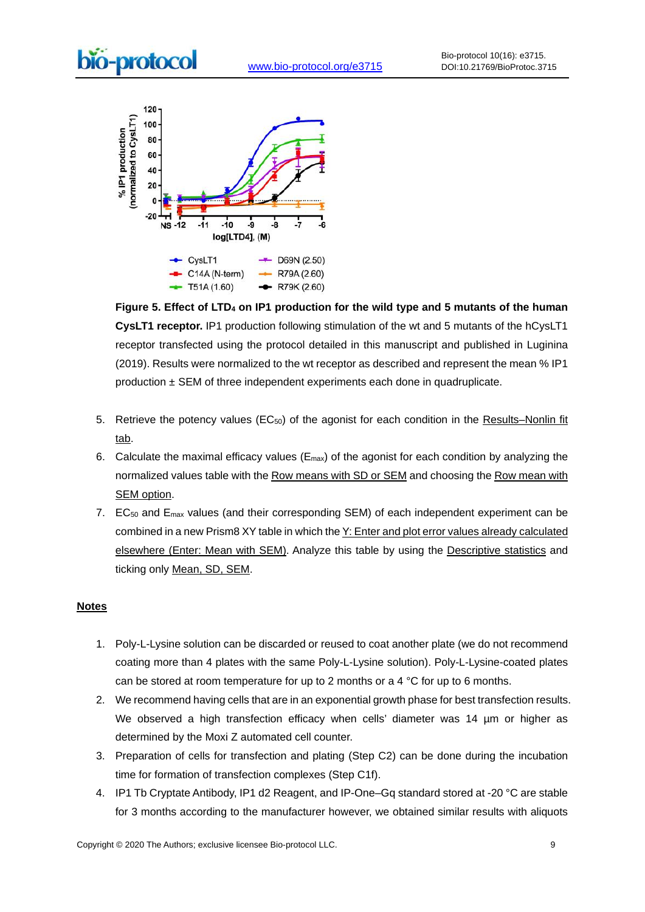**Figure 5. Effect of $LTD_4$ on IP1 production for the wild type and 5 mutants of the human CysLT1 receptor.** IP1 production following stimulation of the wt and 5 mutants of the hCysLT1 receptor transfected using the protocol detailed in this manuscript and published in Luginina (2019). Results were normalized to the wt receptor as described and represent the mean % IP1 production ± SEM of three independent experiments each done in quadruplicate.

5. Retrieve the potency values ($EC_{50}$) of the agonist for each condition in the Results–Nonlin fit tab.
6. Calculate the maximal efficacy values ($E_{max}$) of the agonist for each condition by analyzing the normalized values table with the Row means with SD or SEM and choosing the Row mean with SEM option.
7. $EC_{50}$ and $E_{max}$ values (and their corresponding SEM) of each independent experiment can be combined in a new Prism8 XY table in which the Y: Enter and plot error values already calculated elsewhere (Enter: Mean with SEM). Analyze this table by using the Descriptive statistics and ticking only Mean, SD, SEM.

## Notes

1. Poly-L-Lysine solution can be discarded or reused to coat another plate (we do not recommend coating more than 4 plates with the same Poly-L-Lysine solution). Poly-L-Lysine-coated plates can be stored at room temperature for up to 2 months or a 4 °C for up to 6 months.
2. We recommend having cells that are in an exponential growth phase for best transfection results. We observed a high transfection efficacy when cells' diameter was 14 µm or higher as determined by the Moxi Z automated cell counter.
3. Preparation of cells for transfection and plating (Step C2) can be done during the incubation time for formation of transfection complexes (Step C1f).
4. IP1 Tb Cryptate Antibody, IP1 d2 Reagent, and IP-One–Gq standard stored at -20 °C are stable for 3 months according to the manufacturer however, we obtained similar results with aliquots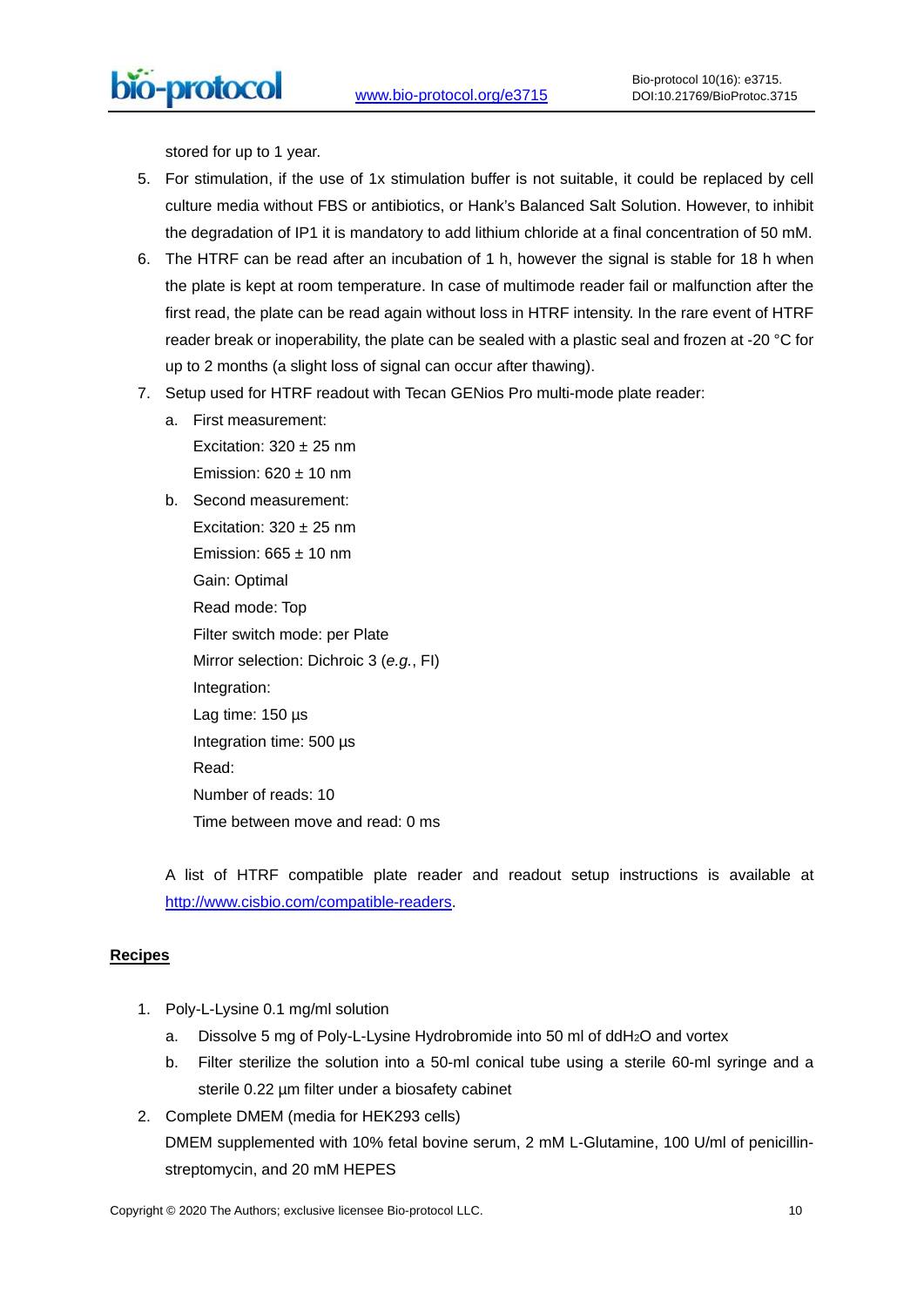stored for up to 1 year.

5. For stimulation, if the use of 1x stimulation buffer is not suitable, it could be replaced by cell culture media without FBS or antibiotics, or Hank's Balanced Salt Solution. However, to inhibit the degradation of IP1 it is mandatory to add lithium chloride at a final concentration of 50 mM.
6. The HTRF can be read after an incubation of 1 h, however the signal is stable for 18 h when the plate is kept at room temperature. In case of multimode reader fail or malfunction after the first read, the plate can be read again without loss in HTRF intensity. In the rare event of HTRF reader break or inoperability, the plate can be sealed with a plastic seal and frozen at -20 °C for up to 2 months (a slight loss of signal can occur after thawing).
7. Setup used for HTRF readout with Tecan GENios Pro multi-mode plate reader:
   a. First measurement:
      Excitation: 320 ± 25 nm
      Emission: 620 ± 10 nm
   b. Second measurement:
      Excitation: 320 ± 25 nm
      Emission: 665 ± 10 nm
      Gain: Optimal
      Read mode: Top
      Filter switch mode: per Plate
      Mirror selection: Dichroic 3 (*e.g.*, FI)
      Integration:
      Lag time: 150 µs
      Integration time: 500 µs
      Read:
      Number of reads: 10
      Time between move and read: 0 ms

   A list of HTRF compatible plate reader and readout setup instructions is available at http://www.cisbio.com/compatible-readers.

## Recipes

1. Poly-L-Lysine 0.1 mg/ml solution
   a. Dissolve 5 mg of Poly-L-Lysine Hydrobromide into 50 ml of $ddH_2O$ and vortex
   b. Filter sterilize the solution into a 50-ml conical tube using a sterile 60-ml syringe and a sterile 0.22 µm filter under a biosafety cabinet
2. Complete DMEM (media for HEK293 cells)
   DMEM supplemented with 10% fetal bovine serum, 2 mM L-Glutamine, 100 U/ml of penicillin-streptomycin, and 20 mM HEPES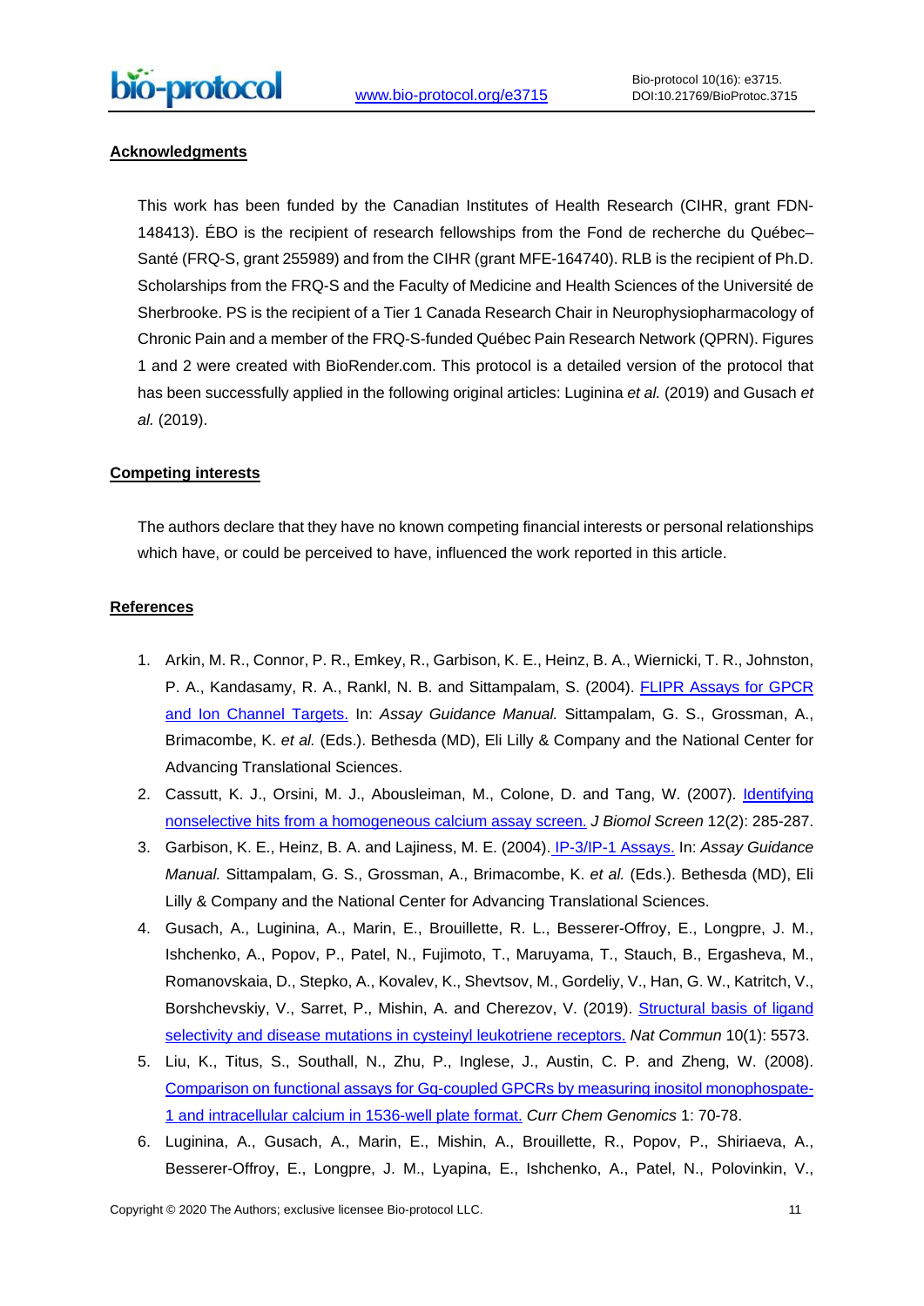## Acknowledgments

This work has been funded by the Canadian Institutes of Health Research (CIHR, grant FDN-148413). ÉBO is the recipient of research fellowships from the Fond de recherche du Québec–Santé (FRQ-S, grant 255989) and from the CIHR (grant MFE-164740). RLB is the recipient of Ph.D. Scholarships from the FRQ-S and the Faculty of Medicine and Health Sciences of the Université de Sherbrooke. PS is the recipient of a Tier 1 Canada Research Chair in Neurophysiopharmacology of Chronic Pain and a member of the FRQ-S-funded Québec Pain Research Network (QPRN). Figures 1 and 2 were created with BioRender.com. This protocol is a detailed version of the protocol that has been successfully applied in the following original articles: Luginina *et al.* (2019) and Gusach *et al.* (2019).

## Competing interests

The authors declare that they have no known competing financial interests or personal relationships which have, or could be perceived to have, influenced the work reported in this article.

## References

1. Arkin, M. R., Connor, P. R., Emkey, R., Garbison, K. E., Heinz, B. A., Wiernicki, T. R., Johnston, P. A., Kandasamy, R. A., Rankl, N. B. and Sittampalam, S. (2004). FLIPR Assays for GPCR and Ion Channel Targets. In: *Assay Guidance Manual.* Sittampalam, G. S., Grossman, A., Brimacombe, K. *et al.* (Eds.). Bethesda (MD), Eli Lilly & Company and the National Center for Advancing Translational Sciences.
2. Cassutt, K. J., Orsini, M. J., Abousleiman, M., Colone, D. and Tang, W. (2007). Identifying nonselective hits from a homogeneous calcium assay screen. *J Biomol Screen* 12(2): 285-287.
3. Garbison, K. E., Heinz, B. A. and Lajiness, M. E. (2004). IP-3/IP-1 Assays. In: *Assay Guidance Manual.* Sittampalam, G. S., Grossman, A., Brimacombe, K. *et al.* (Eds.). Bethesda (MD), Eli Lilly & Company and the National Center for Advancing Translational Sciences.
4. Gusach, A., Luginina, A., Marin, E., Brouillette, R. L., Besserer-Offroy, E., Longpre, J. M., Ishchenko, A., Popov, P., Patel, N., Fujimoto, T., Maruyama, T., Stauch, B., Ergasheva, M., Romanovskaia, D., Stepko, A., Kovalev, K., Shevtsov, M., Gordeliy, V., Han, G. W., Katritch, V., Borshchevskiy, V., Sarret, P., Mishin, A. and Cherezov, V. (2019). Structural basis of ligand selectivity and disease mutations in cysteinyl leukotriene receptors. *Nat Commun* 10(1): 5573.
5. Liu, K., Titus, S., Southall, N., Zhu, P., Inglese, J., Austin, C. P. and Zheng, W. (2008). Comparison on functional assays for Gq-coupled GPCRs by measuring inositol monophospate-1 and intracellular calcium in 1536-well plate format. *Curr Chem Genomics* 1: 70-78.
6. Luginina, A., Gusach, A., Marin, E., Mishin, A., Brouillette, R., Popov, P., Shiriaeva, A., Besserer-Offroy, E., Longpre, J. M., Lyapina, E., Ishchenko, A., Patel, N., Polovinkin, V.,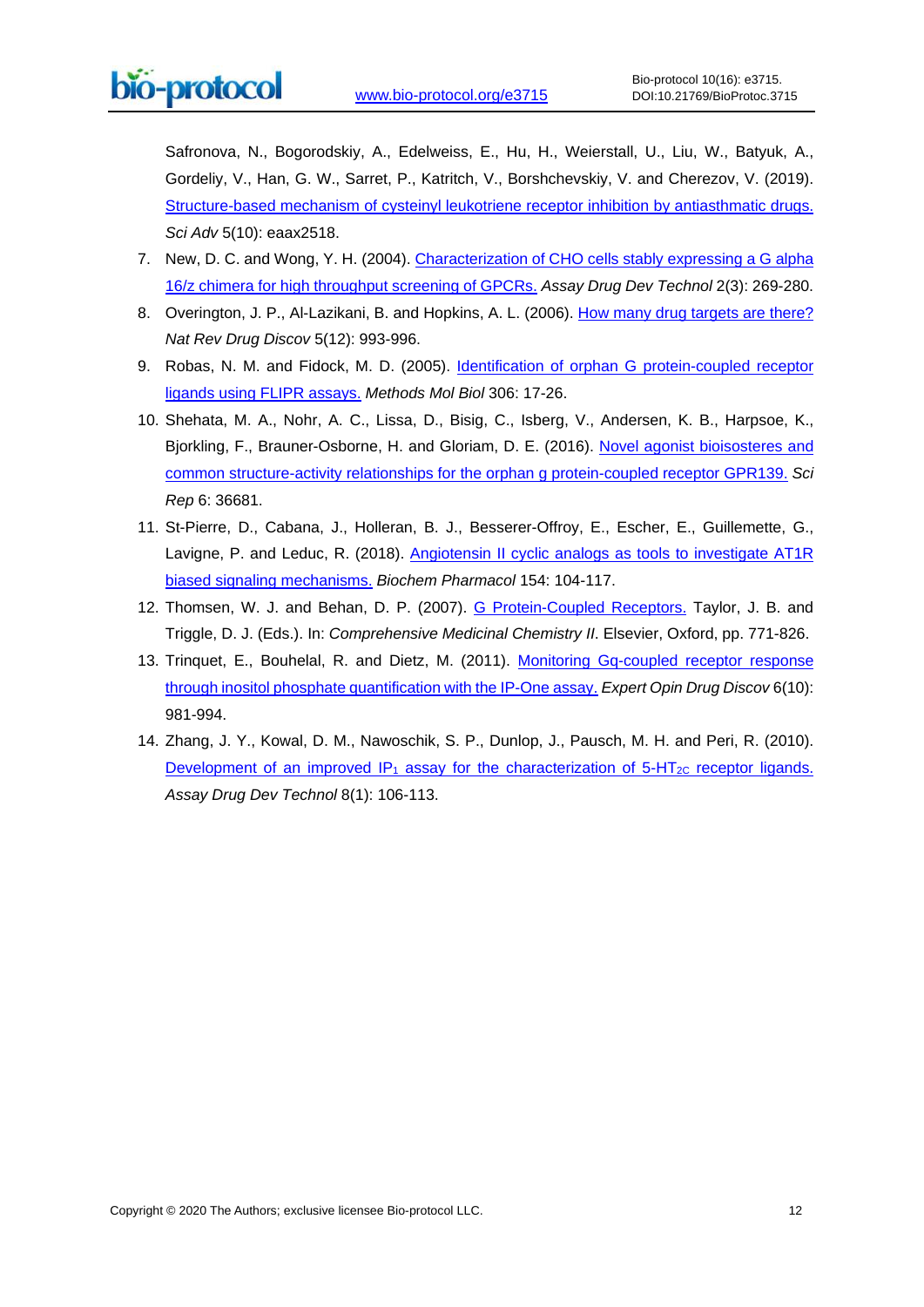Safronova, N., Bogorodskiy, A., Edelweiss, E., Hu, H., Weierstall, U., Liu, W., Batyuk, A., Gordeliy, V., Han, G. W., Sarret, P., Katritch, V., Borshchevskiy, V. and Cherezov, V. (2019). Structure-based mechanism of cysteinyl leukotriene receptor inhibition by antiasthmatic drugs. *Sci Adv* 5(10): eaax2518.

7. New, D. C. and Wong, Y. H. (2004). Characterization of CHO cells stably expressing a G alpha 16/z chimera for high throughput screening of GPCRs. *Assay Drug Dev Technol* 2(3): 269-280.
8. Overington, J. P., Al-Lazikani, B. and Hopkins, A. L. (2006). How many drug targets are there? *Nat Rev Drug Discov* 5(12): 993-996.
9. Robas, N. M. and Fidock, M. D. (2005). Identification of orphan G protein-coupled receptor ligands using FLIPR assays. *Methods Mol Biol* 306: 17-26.
10. Shehata, M. A., Nohr, A. C., Lissa, D., Bisig, C., Isberg, V., Andersen, K. B., Harpsoe, K., Bjorkling, F., Brauner-Osborne, H. and Gloriam, D. E. (2016). Novel agonist bioisosteres and common structure-activity relationships for the orphan g protein-coupled receptor GPR139. *Sci Rep* 6: 36681.
11. St-Pierre, D., Cabana, J., Holleran, B. J., Besserer-Offroy, E., Escher, E., Guillemette, G., Lavigne, P. and Leduc, R. (2018). Angiotensin II cyclic analogs as tools to investigate AT1R biased signaling mechanisms. *Biochem Pharmacol* 154: 104-117.
12. Thomsen, W. J. and Behan, D. P. (2007). G Protein-Coupled Receptors. Taylor, J. B. and Triggle, D. J. (Eds.). In: *Comprehensive Medicinal Chemistry II*. Elsevier, Oxford, pp. 771-826.
13. Trinquet, E., Bouhelal, R. and Dietz, M. (2011). Monitoring Gq-coupled receptor response through inositol phosphate quantification with the IP-One assay. *Expert Opin Drug Discov* 6(10): 981-994.
14. Zhang, J. Y., Kowal, D. M., Nawoschik, S. P., Dunlop, J., Pausch, M. H. and Peri, R. (2010). Development of an improved $IP_1$ assay for the characterization of 5-$HT_{2C}$ receptor ligands. *Assay Drug Dev Technol* 8(1): 106-113.